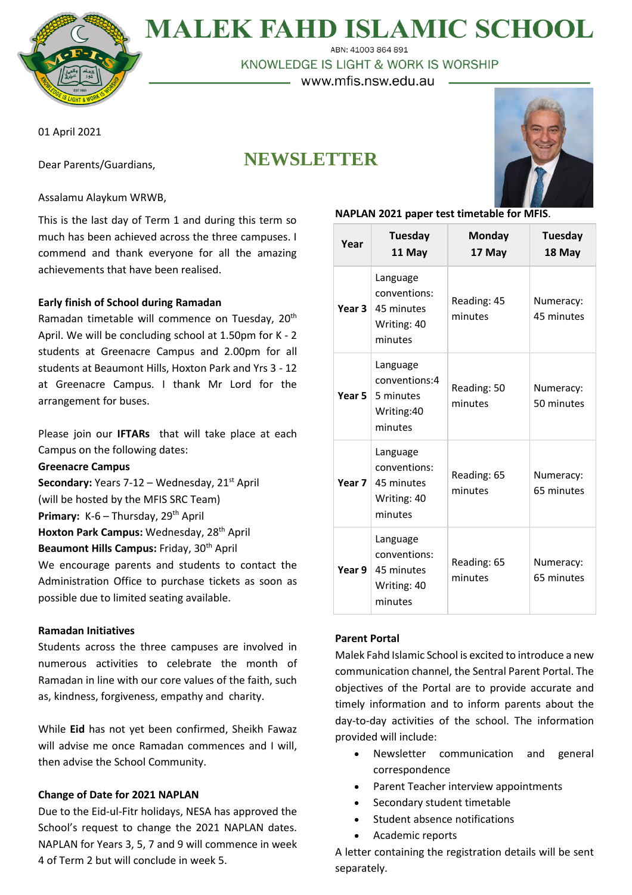# MALEK FAHD ISLAMIC SCHOOL

ABN: 41003 864 891

KNOWLEDGE IS LIGHT & WORK IS WORSHIP

www.mfis.nsw.edu.au

01 April 2021

Dear Parents/Guardians,

## NEWSLETTER

Assalamu Alaykum WRWB,

This is the last day of Term 1 and during this term so much has been achieved across the three campuses. I commend and thank everyone for all the amazing achievements that have been realised.

**Early finish of School during Ramadan**

Ramadan timetable will commence on Tuesday, 20th April. We will be concluding school at 1.50pm for K - 2 students at Greenacre Campus and 2.00pm for all students at Beaumont Hills, Hoxton Park and Yrs 3 - 12 at Greenacre Campus. I thank Mr Lord for the arrangement for buses.

Please join our **IFTARs** that will take place at each Campus on the following dates:

**Greenacre Campus**

**Secondary:** Years 7-12 – Wednesday, 21st April (will be hosted by the MFIS SRC Team)

**Primary:** K-6 – Thursday, 29th April

**Hoxton Park Campus:** Wednesday, 28th April

**Beaumont Hills Campus:** Friday, 30th April

We encourage parents and students to contact the Administration Office to purchase tickets as soon as possible due to limited seating available.

**Ramadan Initiatives**

Students across the three campuses are involved in numerous activities to celebrate the month of Ramadan in line with our core values of the faith, such as, kindness, forgiveness, empathy and charity.

While **Eid** has not yet been confirmed, Sheikh Fawaz will advise me once Ramadan commences and I will, then advise the School Community.

**Change of Date for 2021 NAPLAN**

Due to the Eid-ul-Fitr holidays, NESA has approved the School's request to change the 2021 NAPLAN dates. NAPLAN for Years 3, 5, 7 and 9 will commence in week 4 of Term 2 but will conclude in week 5.

**NAPLAN 2021 paper test timetable for MFIS**.

| Year | Tuesday 11 May | Monday 17 May | Tuesday 18 May |
|---|---|---|---|
| **Year 3** | Language conventions: 45 minutes Writing: 40 minutes | Reading: 45 minutes | Numeracy: 45 minutes |
| **Year 5** | Language conventions:45 minutes Writing:40 minutes | Reading: 50 minutes | Numeracy: 50 minutes |
| **Year 7** | Language conventions: 45 minutes Writing: 40 minutes | Reading: 65 minutes | Numeracy: 65 minutes |
| **Year 9** | Language conventions: 45 minutes Writing: 40 minutes | Reading: 65 minutes | Numeracy: 65 minutes |

**Parent Portal**

Malek Fahd Islamic School is excited to introduce a new communication channel, the Sentral Parent Portal. The objectives of the Portal are to provide accurate and timely information and to inform parents about the day-to-day activities of the school. The information provided will include:

- Newsletter communication and general correspondence
- Parent Teacher interview appointments
- Secondary student timetable
- Student absence notifications
- Academic reports

A letter containing the registration details will be sent separately.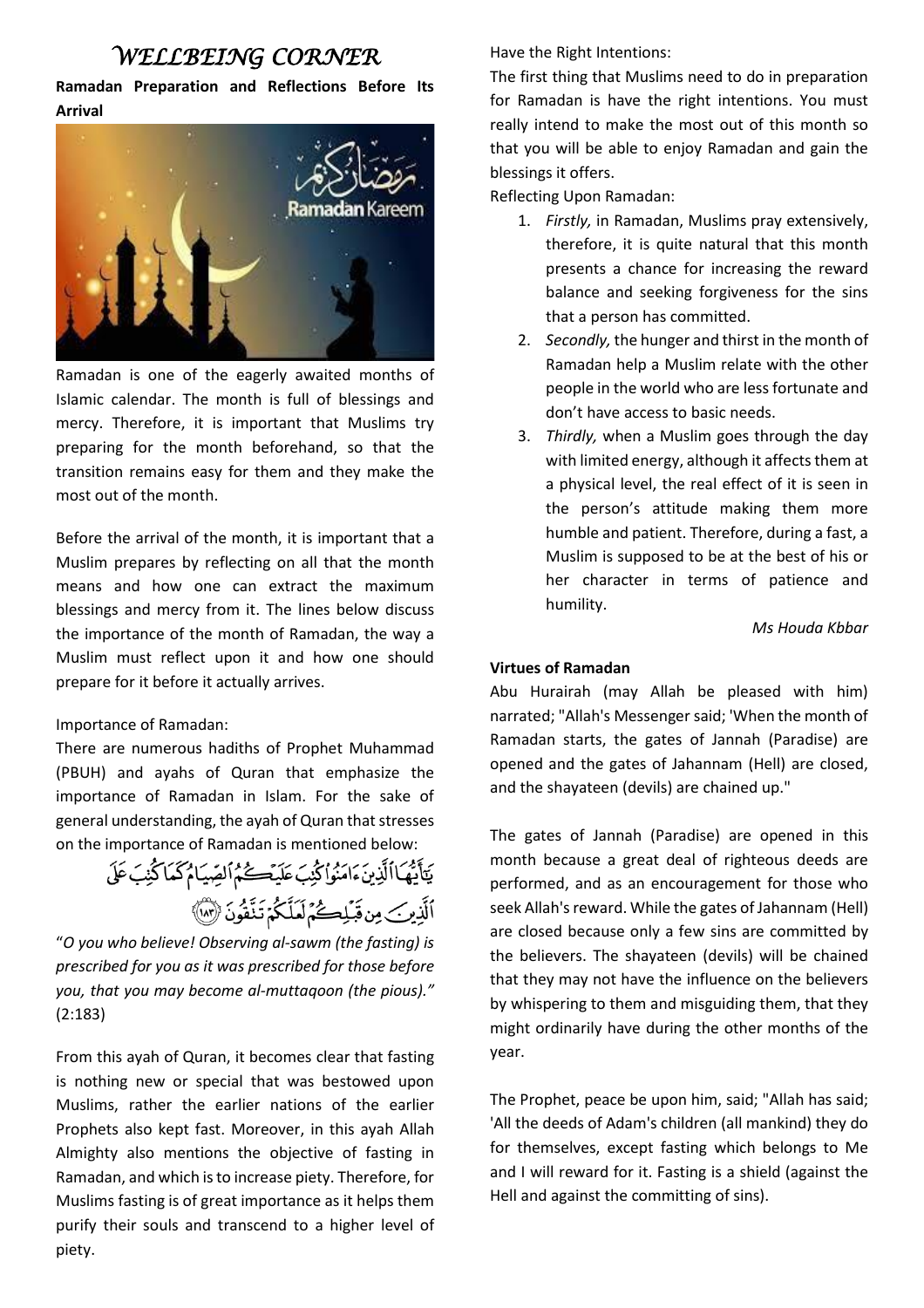# *WELLBEING CORNER*

**Ramadan Preparation and Reflections Before Its Arrival**

Ramadan is one of the eagerly awaited months of Islamic calendar. The month is full of blessings and mercy. Therefore, it is important that Muslims try preparing for the month beforehand, so that the transition remains easy for them and they make the most out of the month.

Before the arrival of the month, it is important that a Muslim prepares by reflecting on all that the month means and how one can extract the maximum blessings and mercy from it. The lines below discuss the importance of the month of Ramadan, the way a Muslim must reflect upon it and how one should prepare for it before it actually arrives.

Importance of Ramadan:

There are numerous hadiths of Prophet Muhammad (PBUH) and ayahs of Quran that emphasize the importance of Ramadan in Islam. For the sake of general understanding, the ayah of Quran that stresses on the importance of Ramadan is mentioned below:

يَٰٓأَيُّهَا ٱلَّذِينَ ءَامَنُوا۟ كُتِبَ عَلَيْكُمُ ٱلصِّيَامُ كَمَا كُتِبَ عَلَى ٱلَّذِينَ مِن قَبْلِكُمْ لَعَلَّكُمْ تَتَّقُونَ ﴿١٨٣﴾

"*O you who believe! Observing al-sawm (the fasting) is prescribed for you as it was prescribed for those before you, that you may become al-muttaqoon (the pious).*" (2:183)

From this ayah of Quran, it becomes clear that fasting is nothing new or special that was bestowed upon Muslims, rather the earlier nations of the earlier Prophets also kept fast. Moreover, in this ayah Allah Almighty also mentions the objective of fasting in Ramadan, and which is to increase piety. Therefore, for Muslims fasting is of great importance as it helps them purify their souls and transcend to a higher level of piety.

Have the Right Intentions:

The first thing that Muslims need to do in preparation for Ramadan is have the right intentions. You must really intend to make the most out of this month so that you will be able to enjoy Ramadan and gain the blessings it offers.

Reflecting Upon Ramadan:

1. *Firstly,* in Ramadan, Muslims pray extensively, therefore, it is quite natural that this month presents a chance for increasing the reward balance and seeking forgiveness for the sins that a person has committed.
2. *Secondly,* the hunger and thirst in the month of Ramadan help a Muslim relate with the other people in the world who are less fortunate and don't have access to basic needs.
3. *Thirdly,* when a Muslim goes through the day with limited energy, although it affects them at a physical level, the real effect of it is seen in the person's attitude making them more humble and patient. Therefore, during a fast, a Muslim is supposed to be at the best of his or her character in terms of patience and humility.

*Ms Houda Kbbar*

**Virtues of Ramadan**

Abu Hurairah (may Allah be pleased with him) narrated; "Allah's Messenger said; 'When the month of Ramadan starts, the gates of Jannah (Paradise) are opened and the gates of Jahannam (Hell) are closed, and the shayateen (devils) are chained up."

The gates of Jannah (Paradise) are opened in this month because a great deal of righteous deeds are performed, and as an encouragement for those who seek Allah's reward. While the gates of Jahannam (Hell) are closed because only a few sins are committed by the believers. The shayateen (devils) will be chained that they may not have the influence on the believers by whispering to them and misguiding them, that they might ordinarily have during the other months of the year.

The Prophet, peace be upon him, said; "Allah has said; 'All the deeds of Adam's children (all mankind) they do for themselves, except fasting which belongs to Me and I will reward for it. Fasting is a shield (against the Hell and against the committing of sins).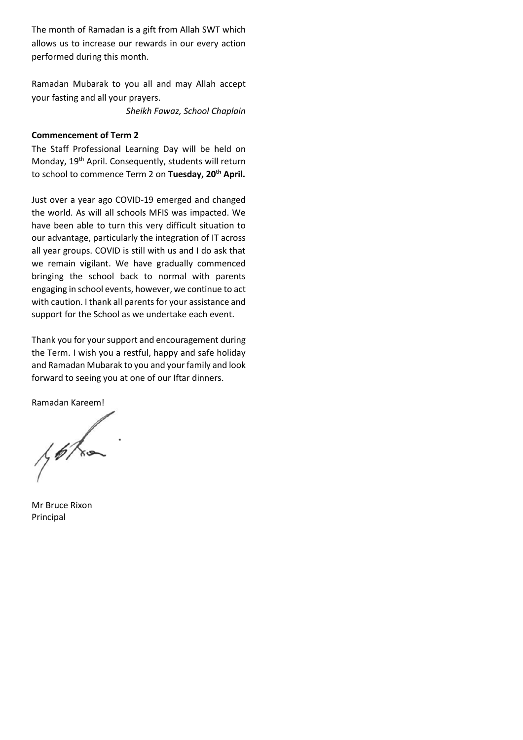The month of Ramadan is a gift from Allah SWT which allows us to increase our rewards in our every action performed during this month.

Ramadan Mubarak to you all and may Allah accept your fasting and all your prayers.

*Sheikh Fawaz, School Chaplain*

**Commencement of Term 2**

The Staff Professional Learning Day will be held on Monday, 19th April. Consequently, students will return to school to commence Term 2 on **Tuesday, 20th April.**

Just over a year ago COVID-19 emerged and changed the world. As will all schools MFIS was impacted. We have been able to turn this very difficult situation to our advantage, particularly the integration of IT across all year groups. COVID is still with us and I do ask that we remain vigilant. We have gradually commenced bringing the school back to normal with parents engaging in school events, however, we continue to act with caution. I thank all parents for your assistance and support for the School as we undertake each event.

Thank you for your support and encouragement during the Term. I wish you a restful, happy and safe holiday and Ramadan Mubarak to you and your family and look forward to seeing you at one of our Iftar dinners.

Ramadan Kareem!

Mr Bruce Rixon
Principal